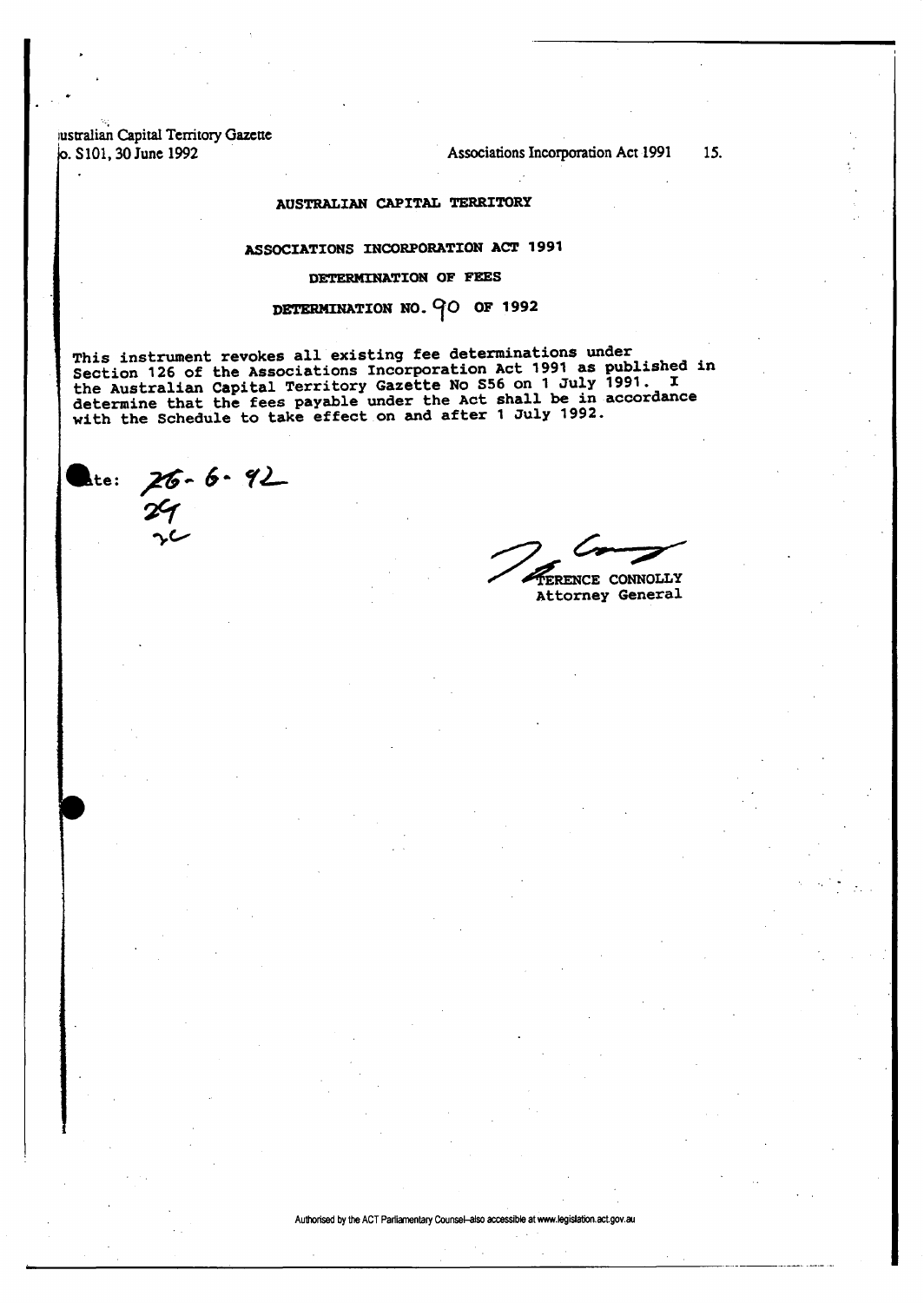# AUSTRALIAN CAPITAL TERRITORY

## ASSOCIATIONS INCORPORATION ACT 1991

### DETERMINATION OF FEES

### DETERMINATION NO. 90 OF 1992

This instrument revokes all existing fee determinations under Section 126 of the Associations Incorporation Act 1991 as published in the Australian Capital Territory Gazette No S56 on 1 July 1991. I determine that the fees payable under the Act shall be in accordance with the Schedule to take effect on and after 1 July 1992.

Date: 26-6-92
29

TERENCE CONNOLLY
Attorney General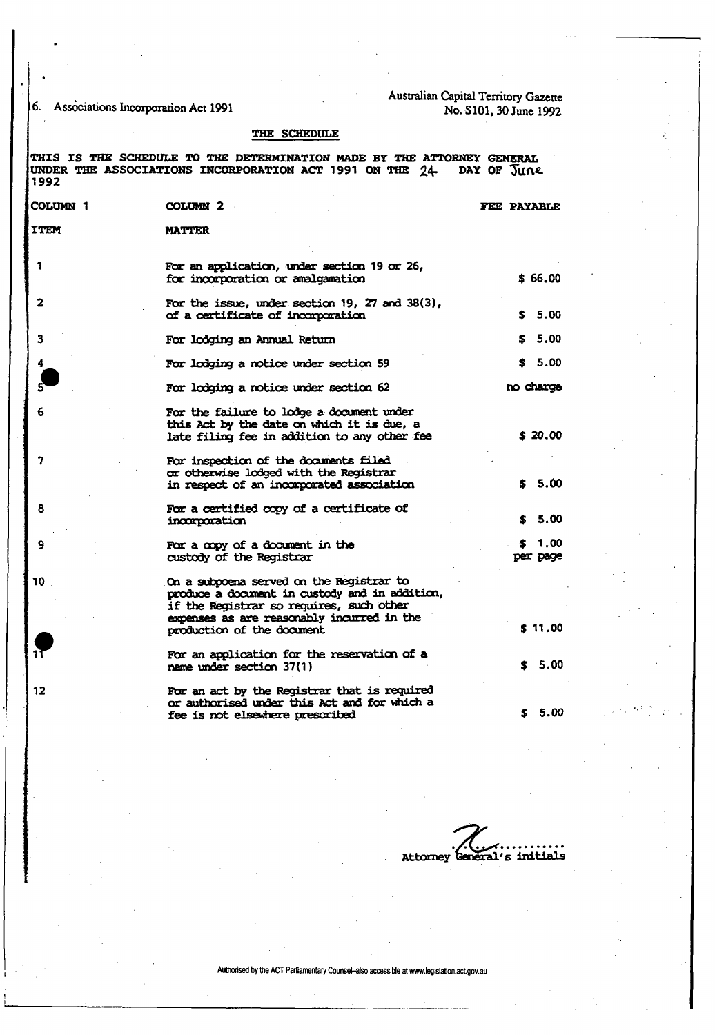## THE SCHEDULE

THIS IS THE SCHEDULE TO THE DETERMINATION MADE BY THE ATTORNEY GENERAL UNDER THE ASSOCIATIONS INCORPORATION ACT 1991 ON THE 24 DAY OF June 1992

| COLUMN 1 | COLUMN 2 | FEE PAYABLE |
|---|---|---|
| ITEM | MATTER | |
| 1 | For an application, under section 19 or 26, for incorporation or amalgamation | $ 66.00 |
| 2 | For the issue, under section 19, 27 and 38(3), of a certificate of incorporation | $ 5.00 |
| 3 | For lodging an Annual Return | $ 5.00 |
| 4 | For lodging a notice under section 59 | $ 5.00 |
| 5 | For lodging a notice under section 62 | no charge |
| 6 | For the failure to lodge a document under this Act by the date on which it is due, a late filing fee in addition to any other fee | $ 20.00 |
| 7 | For inspection of the documents filed or otherwise lodged with the Registrar in respect of an incorporated association | $ 5.00 |
| 8 | For a certified copy of a certificate of incorporation | $ 5.00 |
| 9 | For a copy of a document in the custody of the Registrar | $ 1.00 per page |
| 10 | On a subpoena served on the Registrar to produce a document in custody and in addition, if the Registrar so requires, such other expenses as are reasonably incurred in the production of the document | $ 11.00 |
| 11 | For an application for the reservation of a name under section 37(1) | $ 5.00 |
| 12 | For an act by the Registrar that is required or authorised under this Act and for which a fee is not elsewhere prescribed | $ 5.00 |

Attorney General's initials